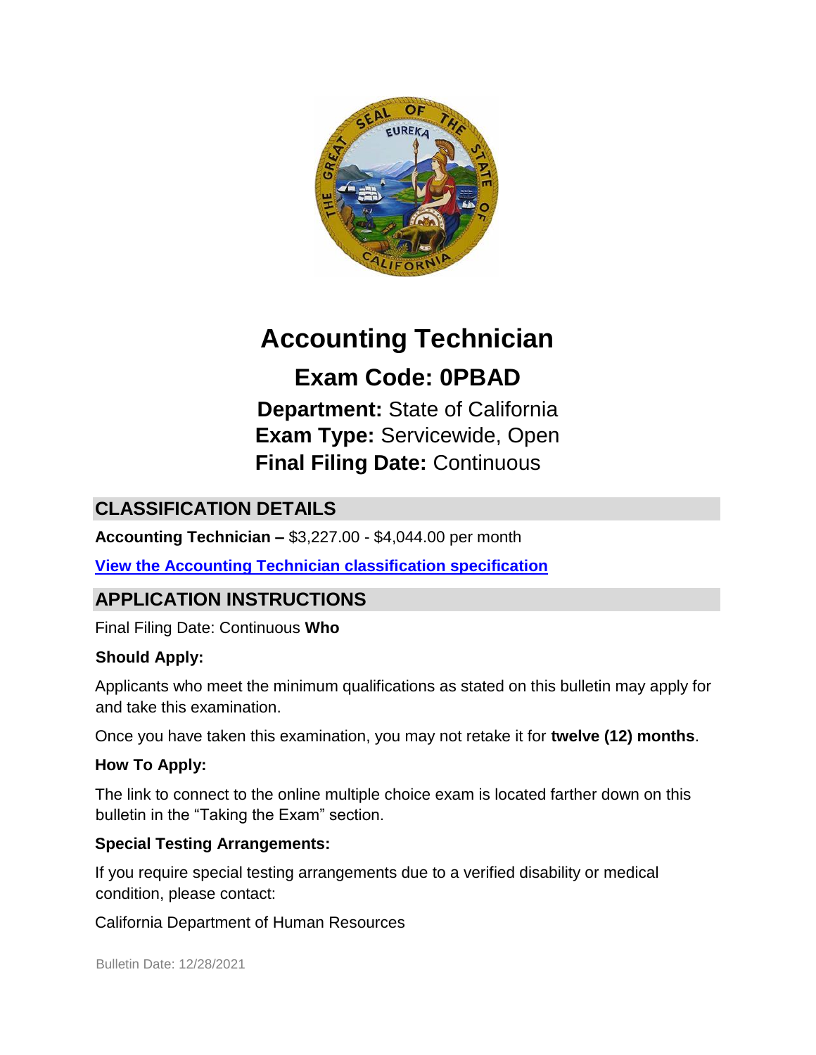# Accounting Technician

## Exam Code: 0PBAD

**Department:** State of California
**Exam Type:** Servicewide, Open
**Final Filing Date:** Continuous

## CLASSIFICATION DETAILS

**Accounting Technician –** $3,227.00 - $4,044.00 per month

**View the Accounting Technician classification specification**

## APPLICATION INSTRUCTIONS

Final Filing Date: Continuous **Who**

**Should Apply:**

Applicants who meet the minimum qualifications as stated on this bulletin may apply for and take this examination.

Once you have taken this examination, you may not retake it for **twelve (12) months**.

**How To Apply:**

The link to connect to the online multiple choice exam is located farther down on this bulletin in the "Taking the Exam" section.

**Special Testing Arrangements:**

If you require special testing arrangements due to a verified disability or medical condition, please contact:

California Department of Human Resources

Bulletin Date: 12/28/2021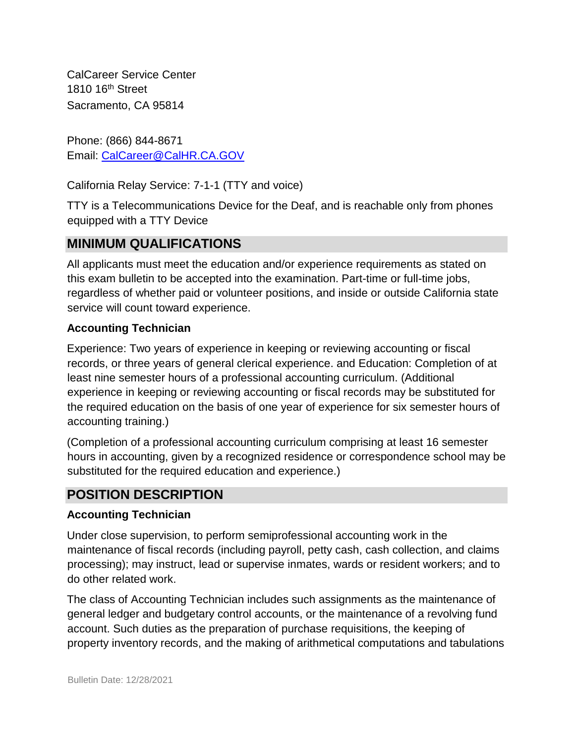CalCareer Service Center
1810 16th Street
Sacramento, CA 95814

Phone: (866) 844-8671
Email: [CalCareer@CalHR.CA.GOV](mailto:CalCareer@CalHR.CA.GOV)

California Relay Service: 7-1-1 (TTY and voice)

TTY is a Telecommunications Device for the Deaf, and is reachable only from phones equipped with a TTY Device

## MINIMUM QUALIFICATIONS

All applicants must meet the education and/or experience requirements as stated on this exam bulletin to be accepted into the examination. Part-time or full-time jobs, regardless of whether paid or volunteer positions, and inside or outside California state service will count toward experience.

**Accounting Technician**

Experience: Two years of experience in keeping or reviewing accounting or fiscal records, or three years of general clerical experience. and Education: Completion of at least nine semester hours of a professional accounting curriculum. (Additional experience in keeping or reviewing accounting or fiscal records may be substituted for the required education on the basis of one year of experience for six semester hours of accounting training.)

(Completion of a professional accounting curriculum comprising at least 16 semester hours in accounting, given by a recognized residence or correspondence school may be substituted for the required education and experience.)

## POSITION DESCRIPTION

**Accounting Technician**

Under close supervision, to perform semiprofessional accounting work in the maintenance of fiscal records (including payroll, petty cash, cash collection, and claims processing); may instruct, lead or supervise inmates, wards or resident workers; and to do other related work.

The class of Accounting Technician includes such assignments as the maintenance of general ledger and budgetary control accounts, or the maintenance of a revolving fund account. Such duties as the preparation of purchase requisitions, the keeping of property inventory records, and the making of arithmetical computations and tabulations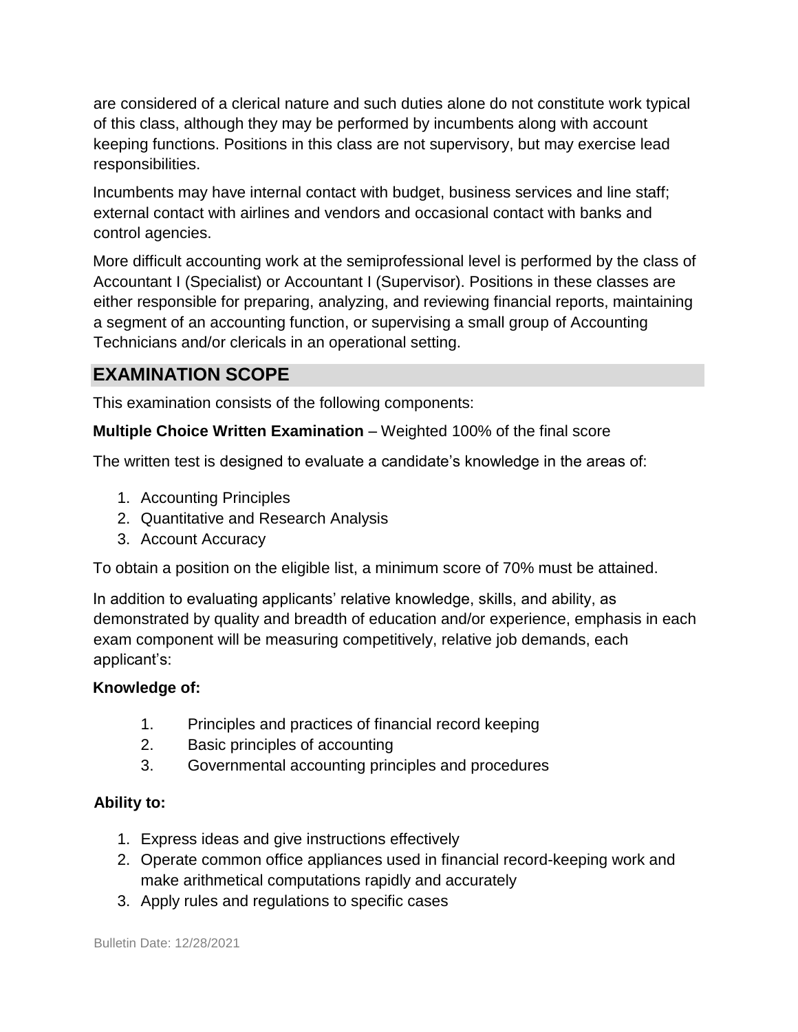are considered of a clerical nature and such duties alone do not constitute work typical of this class, although they may be performed by incumbents along with account keeping functions. Positions in this class are not supervisory, but may exercise lead responsibilities.

Incumbents may have internal contact with budget, business services and line staff; external contact with airlines and vendors and occasional contact with banks and control agencies.

More difficult accounting work at the semiprofessional level is performed by the class of Accountant I (Specialist) or Accountant I (Supervisor). Positions in these classes are either responsible for preparing, analyzing, and reviewing financial reports, maintaining a segment of an accounting function, or supervising a small group of Accounting Technicians and/or clericals in an operational setting.

## EXAMINATION SCOPE

This examination consists of the following components:

**Multiple Choice Written Examination** – Weighted 100% of the final score

The written test is designed to evaluate a candidate's knowledge in the areas of:

1. Accounting Principles
2. Quantitative and Research Analysis
3. Account Accuracy

To obtain a position on the eligible list, a minimum score of 70% must be attained.

In addition to evaluating applicants' relative knowledge, skills, and ability, as demonstrated by quality and breadth of education and/or experience, emphasis in each exam component will be measuring competitively, relative job demands, each applicant's:

**Knowledge of:**

1. Principles and practices of financial record keeping
2. Basic principles of accounting
3. Governmental accounting principles and procedures

**Ability to:**

1. Express ideas and give instructions effectively
2. Operate common office appliances used in financial record-keeping work and make arithmetical computations rapidly and accurately
3. Apply rules and regulations to specific cases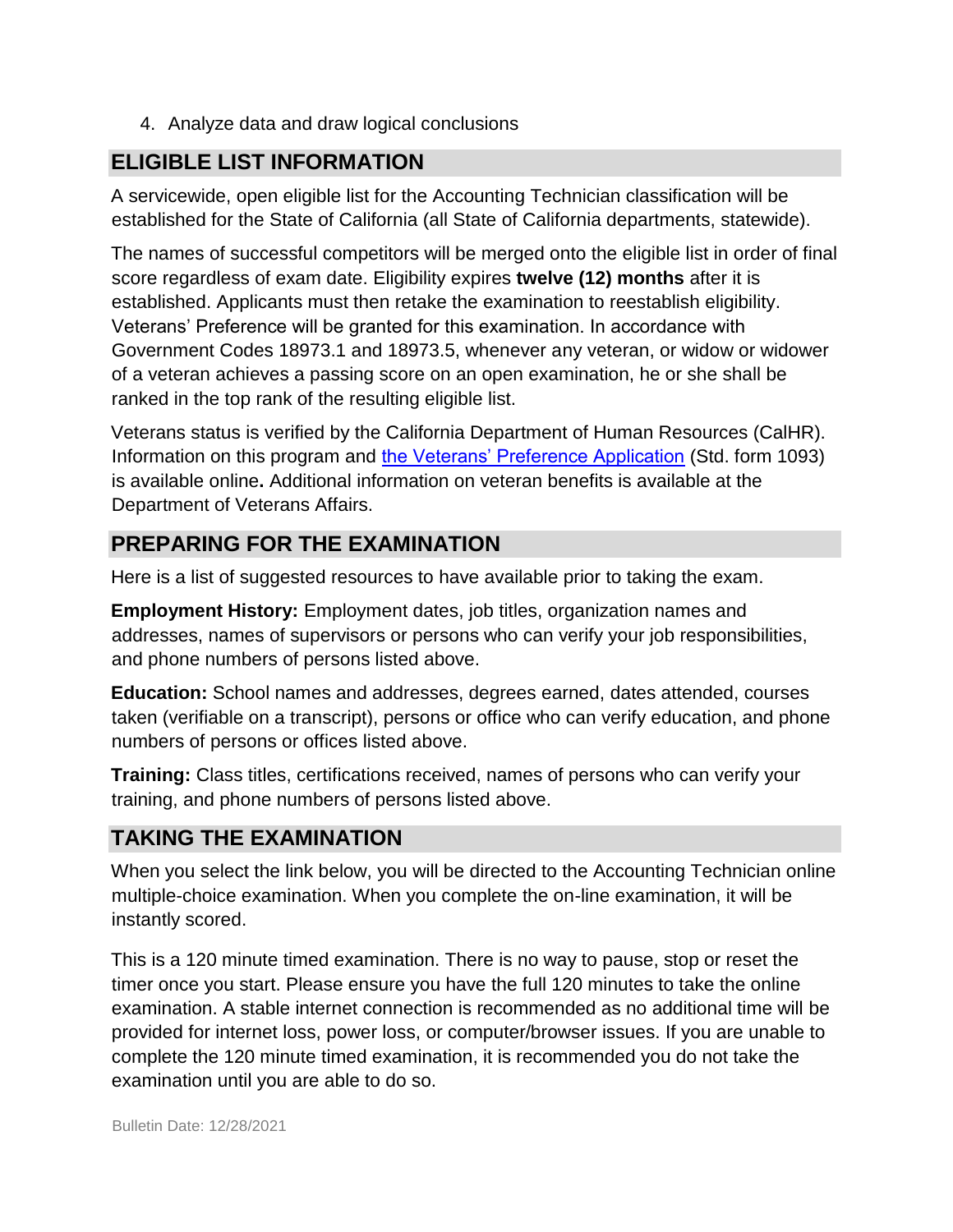4. Analyze data and draw logical conclusions

## ELIGIBLE LIST INFORMATION

A servicewide, open eligible list for the Accounting Technician classification will be established for the State of California (all State of California departments, statewide).

The names of successful competitors will be merged onto the eligible list in order of final score regardless of exam date. Eligibility expires **twelve (12) months** after it is established. Applicants must then retake the examination to reestablish eligibility. Veterans' Preference will be granted for this examination. In accordance with Government Codes 18973.1 and 18973.5, whenever any veteran, or widow or widower of a veteran achieves a passing score on an open examination, he or she shall be ranked in the top rank of the resulting eligible list.

Veterans status is verified by the California Department of Human Resources (CalHR). Information on this program and the Veterans' Preference Application (Std. form 1093) is available online**.** Additional information on veteran benefits is available at the Department of Veterans Affairs.

## PREPARING FOR THE EXAMINATION

Here is a list of suggested resources to have available prior to taking the exam.

**Employment History:** Employment dates, job titles, organization names and addresses, names of supervisors or persons who can verify your job responsibilities, and phone numbers of persons listed above.

**Education:** School names and addresses, degrees earned, dates attended, courses taken (verifiable on a transcript), persons or office who can verify education, and phone numbers of persons or offices listed above.

**Training:** Class titles, certifications received, names of persons who can verify your training, and phone numbers of persons listed above.

## TAKING THE EXAMINATION

When you select the link below, you will be directed to the Accounting Technician online multiple-choice examination. When you complete the on-line examination, it will be instantly scored.

This is a 120 minute timed examination. There is no way to pause, stop or reset the timer once you start. Please ensure you have the full 120 minutes to take the online examination. A stable internet connection is recommended as no additional time will be provided for internet loss, power loss, or computer/browser issues. If you are unable to complete the 120 minute timed examination, it is recommended you do not take the examination until you are able to do so.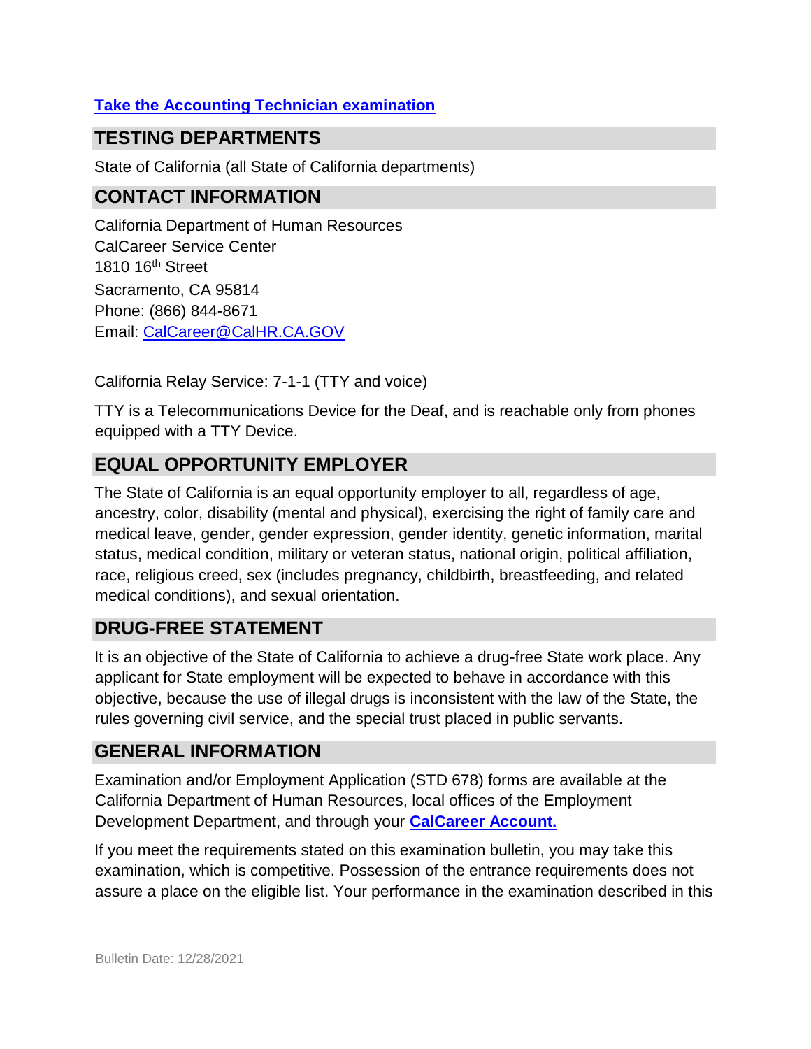[**Take the Accounting Technician examination**](#)

## TESTING DEPARTMENTS

State of California (all State of California departments)

## CONTACT INFORMATION

California Department of Human Resources
CalCareer Service Center
1810 16th Street
Sacramento, CA 95814
Phone: (866) 844-8671
Email: [CalCareer@CalHR.CA.GOV](mailto:CalCareer@CalHR.CA.GOV)

California Relay Service: 7-1-1 (TTY and voice)

TTY is a Telecommunications Device for the Deaf, and is reachable only from phones equipped with a TTY Device.

## EQUAL OPPORTUNITY EMPLOYER

The State of California is an equal opportunity employer to all, regardless of age, ancestry, color, disability (mental and physical), exercising the right of family care and medical leave, gender, gender expression, gender identity, genetic information, marital status, medical condition, military or veteran status, national origin, political affiliation, race, religious creed, sex (includes pregnancy, childbirth, breastfeeding, and related medical conditions), and sexual orientation.

## DRUG-FREE STATEMENT

It is an objective of the State of California to achieve a drug-free State work place. Any applicant for State employment will be expected to behave in accordance with this objective, because the use of illegal drugs is inconsistent with the law of the State, the rules governing civil service, and the special trust placed in public servants.

## GENERAL INFORMATION

Examination and/or Employment Application (STD 678) forms are available at the California Department of Human Resources, local offices of the Employment Development Department, and through your [**CalCareer Account.**](#)

If you meet the requirements stated on this examination bulletin, you may take this examination, which is competitive. Possession of the entrance requirements does not assure a place on the eligible list. Your performance in the examination described in this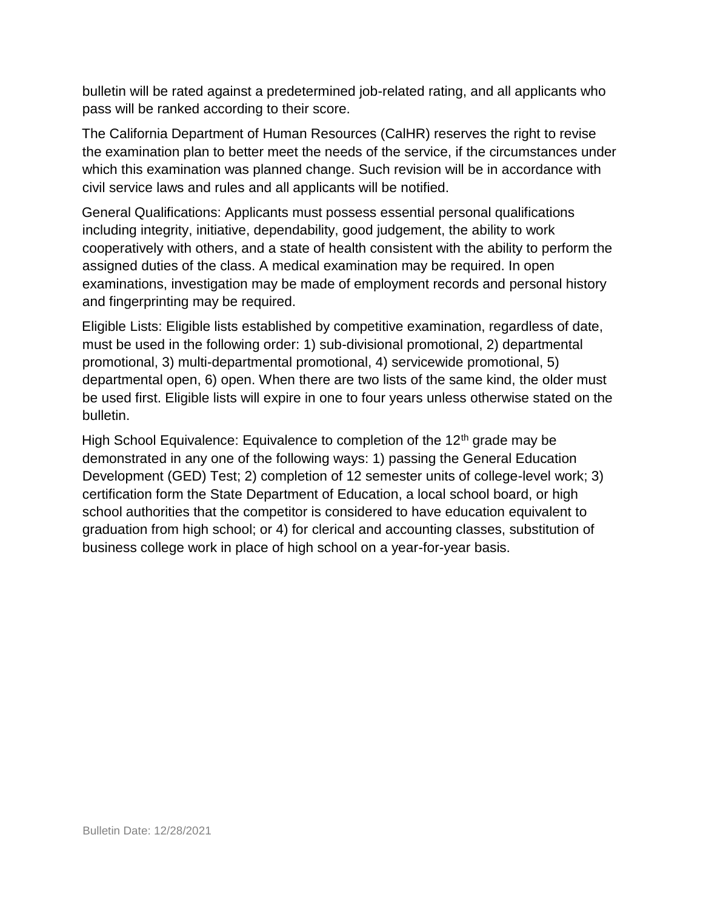bulletin will be rated against a predetermined job-related rating, and all applicants who pass will be ranked according to their score.

The California Department of Human Resources (CalHR) reserves the right to revise the examination plan to better meet the needs of the service, if the circumstances under which this examination was planned change. Such revision will be in accordance with civil service laws and rules and all applicants will be notified.

General Qualifications: Applicants must possess essential personal qualifications including integrity, initiative, dependability, good judgement, the ability to work cooperatively with others, and a state of health consistent with the ability to perform the assigned duties of the class. A medical examination may be required. In open examinations, investigation may be made of employment records and personal history and fingerprinting may be required.

Eligible Lists: Eligible lists established by competitive examination, regardless of date, must be used in the following order: 1) sub-divisional promotional, 2) departmental promotional, 3) multi-departmental promotional, 4) servicewide promotional, 5) departmental open, 6) open. When there are two lists of the same kind, the older must be used first. Eligible lists will expire in one to four years unless otherwise stated on the bulletin.

High School Equivalence: Equivalence to completion of the 12th grade may be demonstrated in any one of the following ways: 1) passing the General Education Development (GED) Test; 2) completion of 12 semester units of college-level work; 3) certification form the State Department of Education, a local school board, or high school authorities that the competitor is considered to have education equivalent to graduation from high school; or 4) for clerical and accounting classes, substitution of business college work in place of high school on a year-for-year basis.

Bulletin Date: 12/28/2021